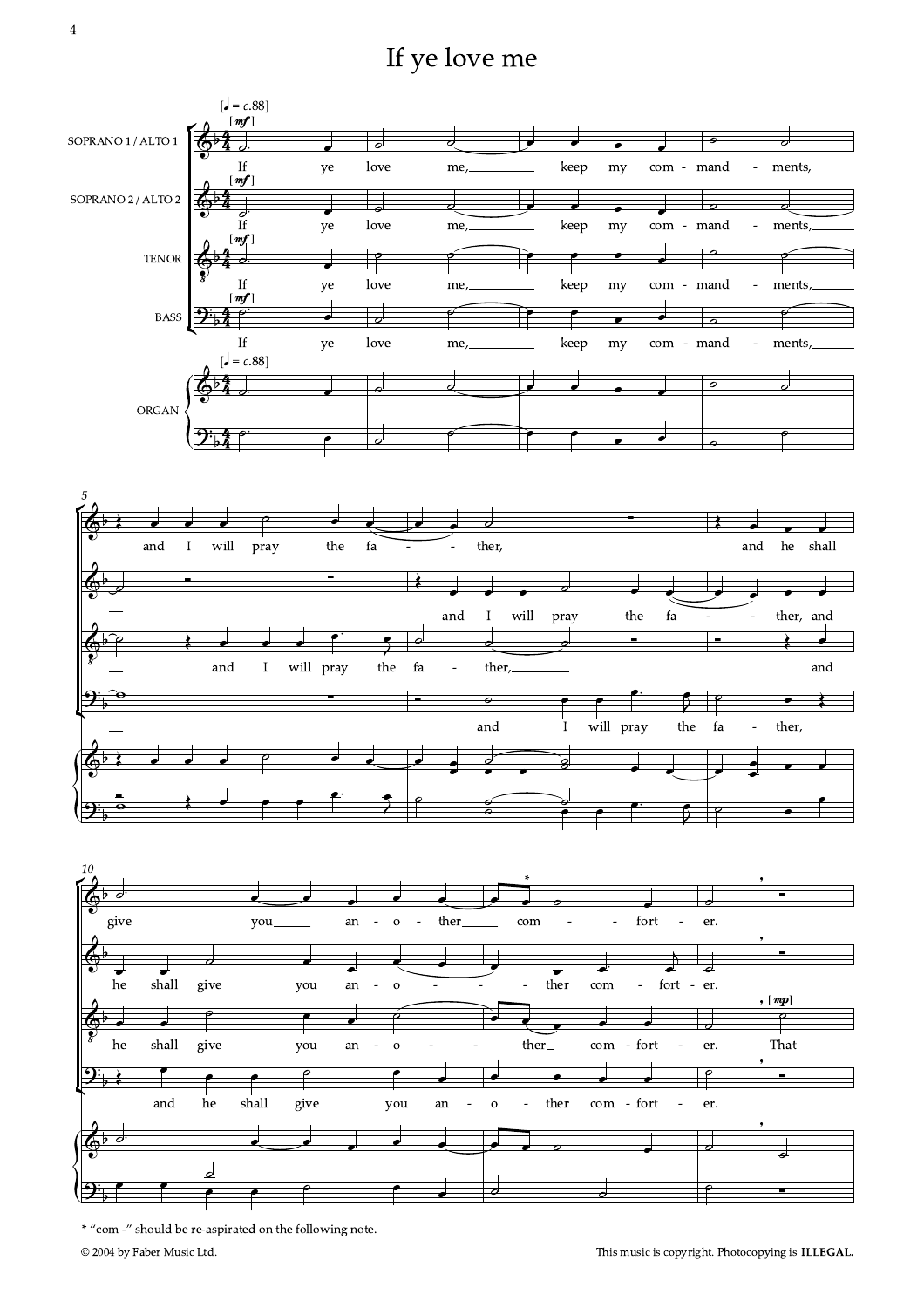# If ye love me

\* "com -" should be re-aspirated on the following note.

© 2004 by Faber Music Ltd.

This music is copyright. Photocopying is **ILLEGAL.**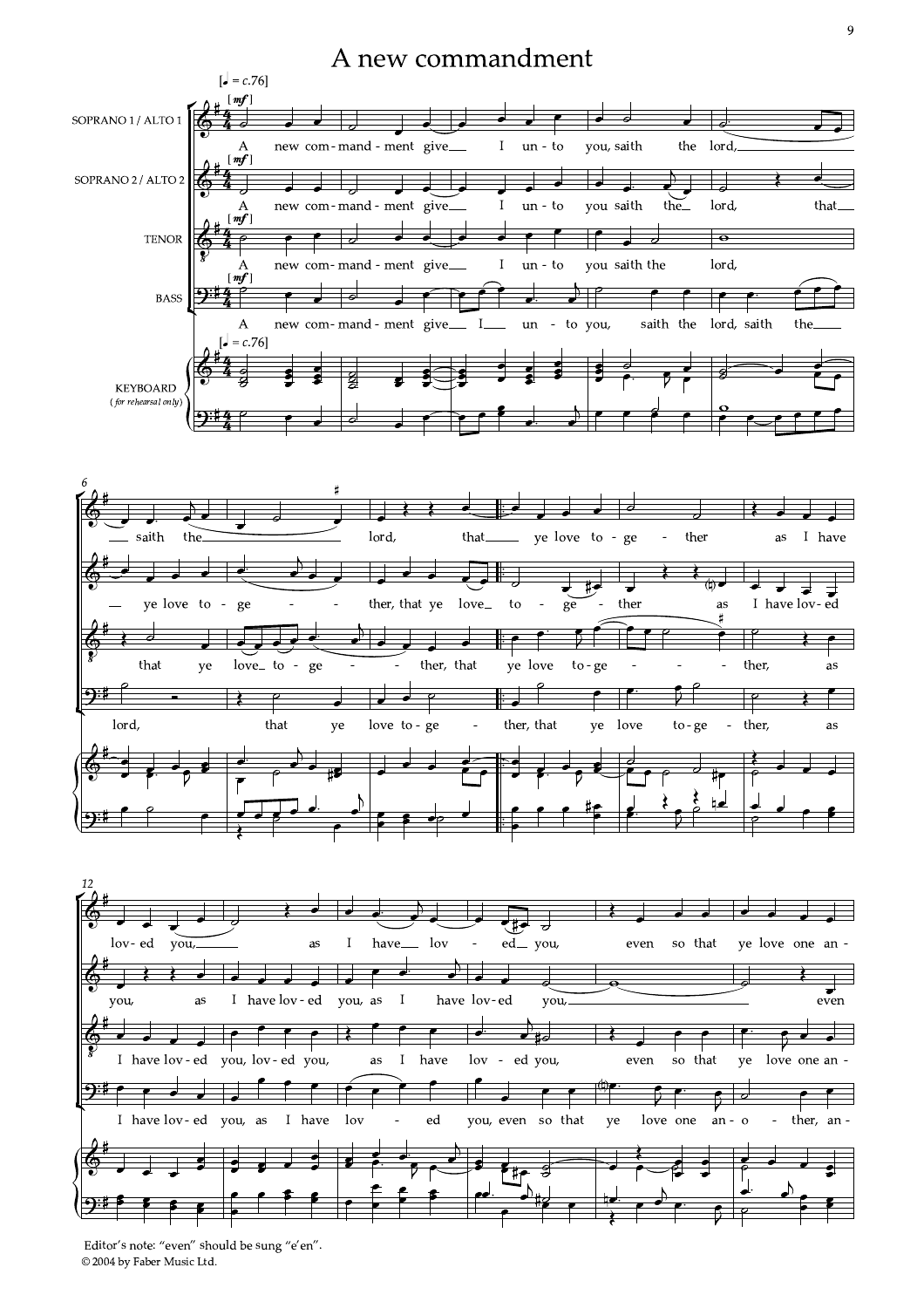# A new commandment

Editor's note: "even" should be sung "e'en".

© 2004 by Faber Music Ltd.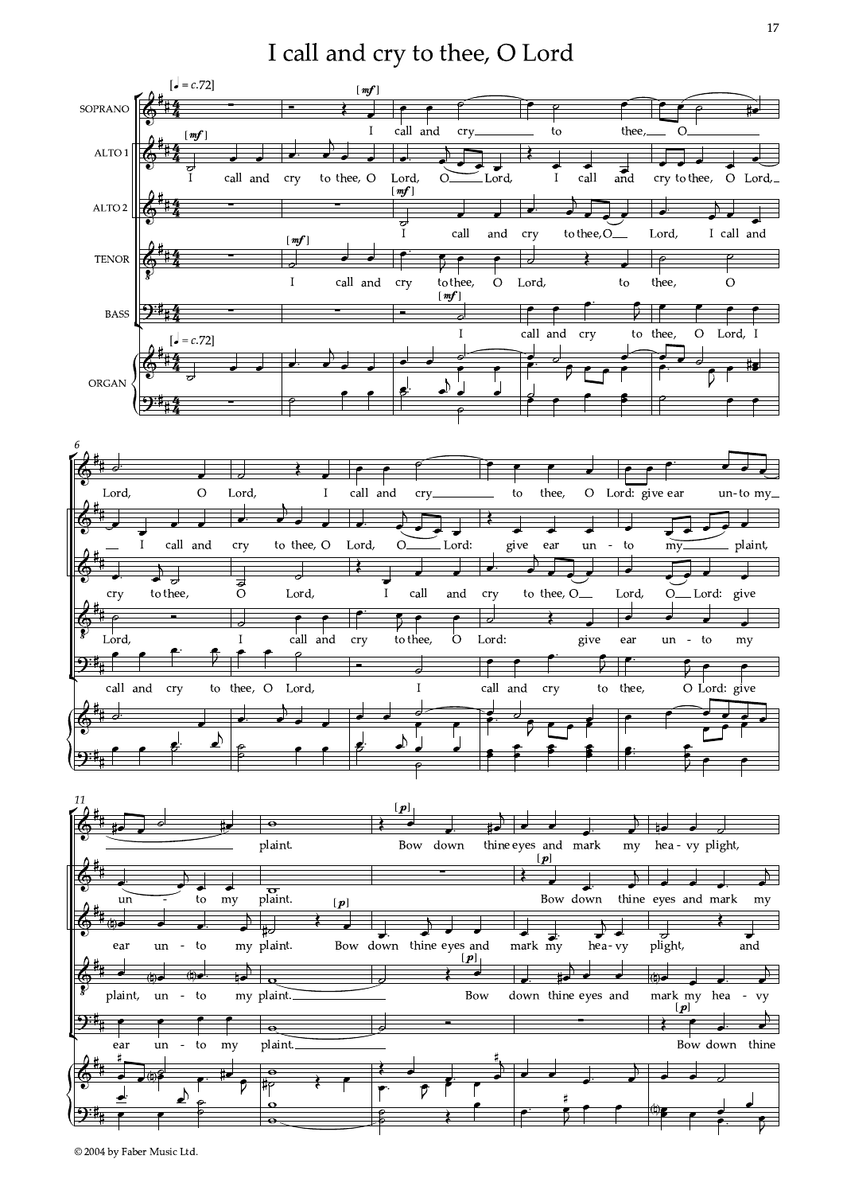# I call and cry to thee, O Lord

© 2004 by Faber Music Ltd.